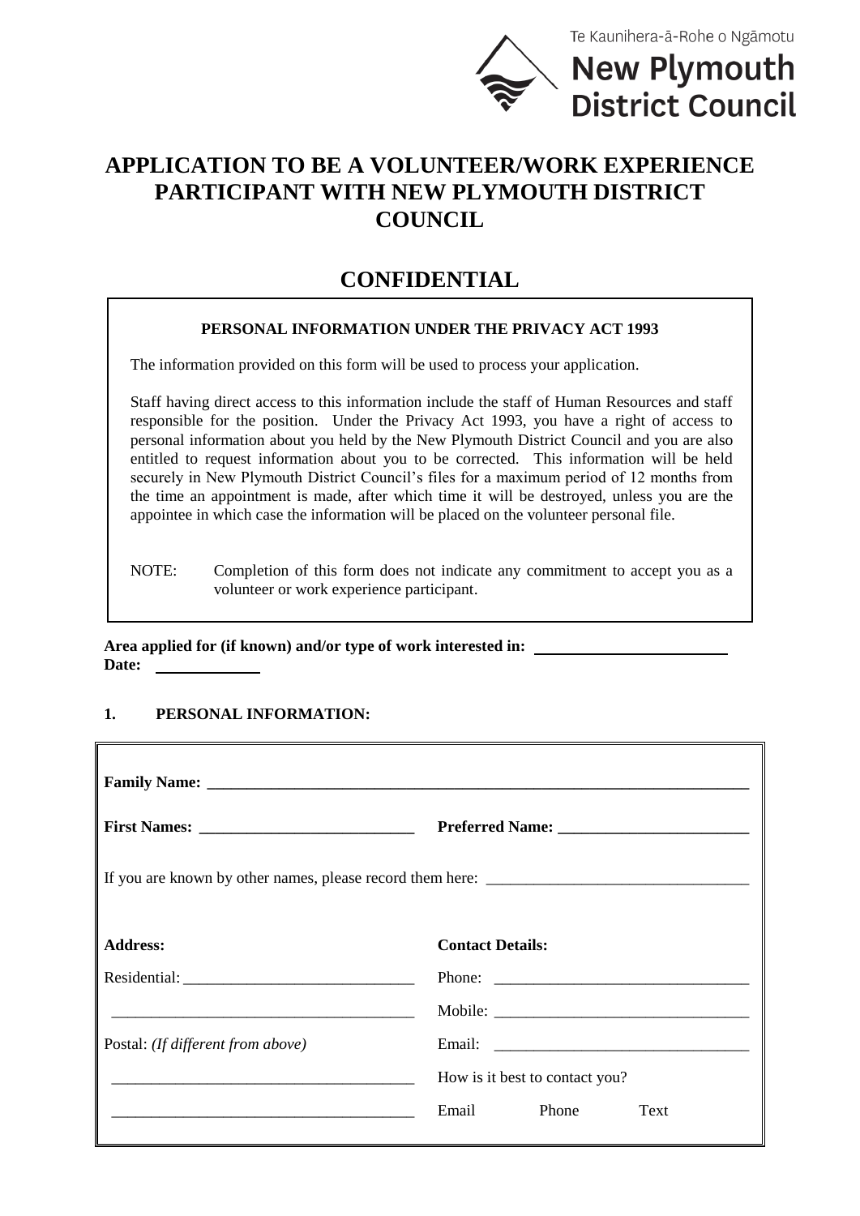Te Kaunihera-ā-Rohe o Ngāmotu
**New Plymouth District Council**

# APPLICATION TO BE A VOLUNTEER/WORK EXPERIENCE PARTICIPANT WITH NEW PLYMOUTH DISTRICT COUNCIL

# CONFIDENTIAL

**PERSONAL INFORMATION UNDER THE PRIVACY ACT 1993**

The information provided on this form will be used to process your application.

Staff having direct access to this information include the staff of Human Resources and staff responsible for the position. Under the Privacy Act 1993, you have a right of access to personal information about you held by the New Plymouth District Council and you are also entitled to request information about you to be corrected. This information will be held securely in New Plymouth District Council's files for a maximum period of 12 months from the time an appointment is made, after which time it will be destroyed, unless you are the appointee in which case the information will be placed on the volunteer personal file.

NOTE: Completion of this form does not indicate any commitment to accept you as a volunteer or work experience participant.

**Area applied for (if known) and/or type of work interested in:** ______________________
**Date:** ____________

## 1. PERSONAL INFORMATION:

**Family Name:** ______________________________________________________________________

**First Names:** ___________________________ **Preferred Name:** ________________________

If you are known by other names, please record them here: ________________________________

| | |
|---|---|
| **Address:** | **Contact Details:** |
| Residential: _____________________________ | Phone: ________________________________ |
| _____________________________________ | Mobile: ________________________________ |
| Postal: *(If different from above)* | Email: ________________________________ |
| _____________________________________ | How is it best to contact you? |
| _____________________________________ | Email Phone Text |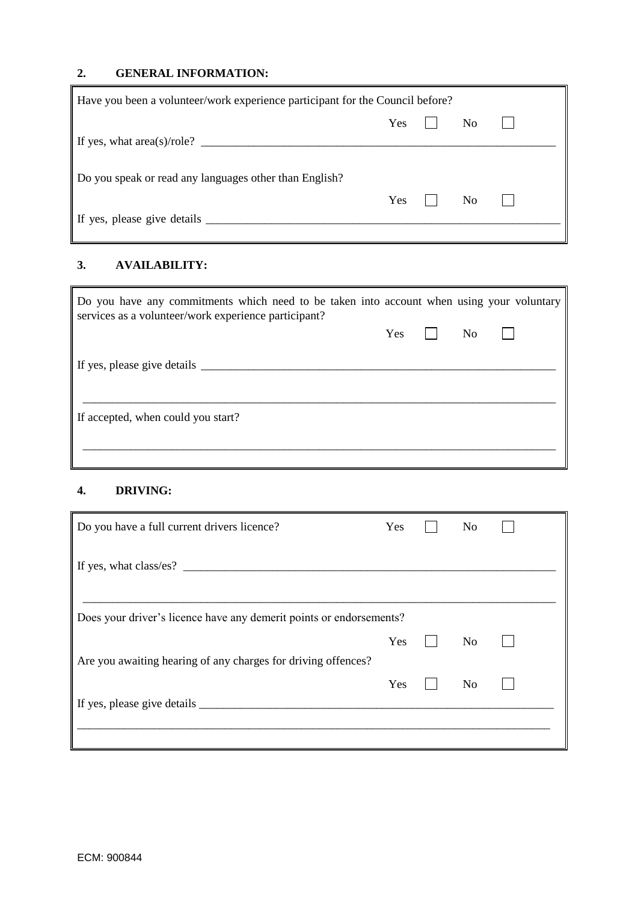## 2. GENERAL INFORMATION:

Have you been a volunteer/work experience participant for the Council before?

Yes ☐ No ☐

If yes, what area(s)/role? ______________________________________________________________

Do you speak or read any languages other than English?

Yes ☐ No ☐

If yes, please give details ______________________________________________________________

## 3. AVAILABILITY:

Do you have any commitments which need to be taken into account when using your voluntary services as a volunteer/work experience participant?

Yes ☐ No ☐

If yes, please give details ______________________________________________________________

______________________________________________________________________________

If accepted, when could you start?

______________________________________________________________________________

## 4. DRIVING:

Do you have a full current drivers licence? Yes ☐ No ☐

If yes, what class/es? ______________________________________________________________

______________________________________________________________________________

Does your driver's licence have any demerit points or endorsements?

Yes ☐ No ☐

Are you awaiting hearing of any charges for driving offences?

Yes ☐ No ☐

If yes, please give details ______________________________________________________________

______________________________________________________________________________

ECM: 900844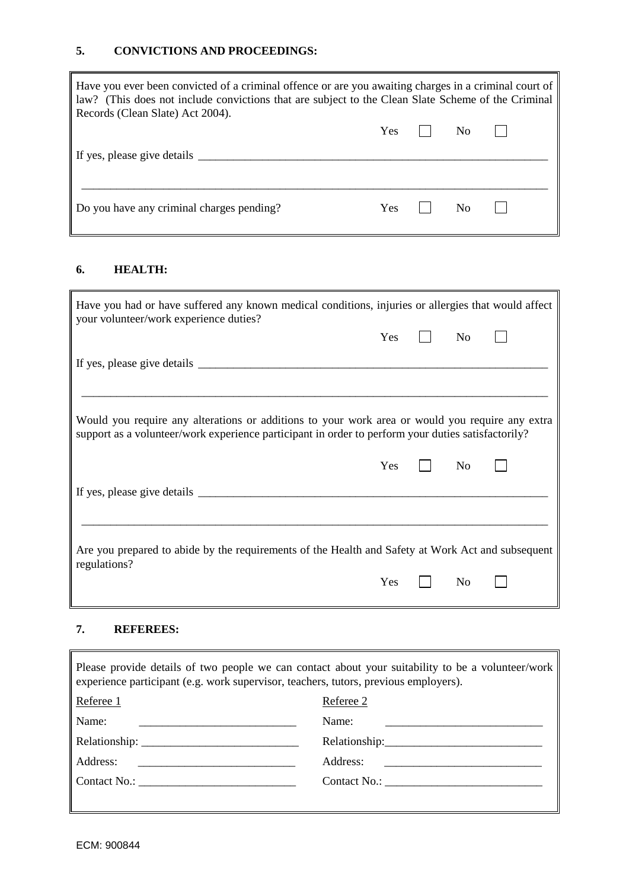## 5. CONVICTIONS AND PROCEEDINGS:

Have you ever been convicted of a criminal offence or are you awaiting charges in a criminal court of law? (This does not include convictions that are subject to the Clean Slate Scheme of the Criminal Records (Clean Slate) Act 2004).

Yes ☐ No ☐

If yes, please give details ______________________________________________

______________________________________________

Do you have any criminal charges pending? Yes ☐ No ☐

## 6. HEALTH:

Have you had or have suffered any known medical conditions, injuries or allergies that would affect your volunteer/work experience duties?

Yes ☐ No ☐

If yes, please give details ______________________________________________

______________________________________________

Would you require any alterations or additions to your work area or would you require any extra support as a volunteer/work experience participant in order to perform your duties satisfactorily?

Yes ☐ No ☐

If yes, please give details ______________________________________________

______________________________________________

Are you prepared to abide by the requirements of the Health and Safety at Work Act and subsequent regulations?

Yes ☐ No ☐

## 7. REFEREES:

Please provide details of two people we can contact about your suitability to be a volunteer/work experience participant (e.g. work supervisor, teachers, tutors, previous employers).

| Referee 1 | Referee 2 |
|---|---|
| Name: ____________________ | Name: ____________________ |
| Relationship: ____________________ | Relationship: ____________________ |
| Address: ____________________ | Address: ____________________ |
| Contact No.: ____________________ | Contact No.: ____________________ |

ECM: 900844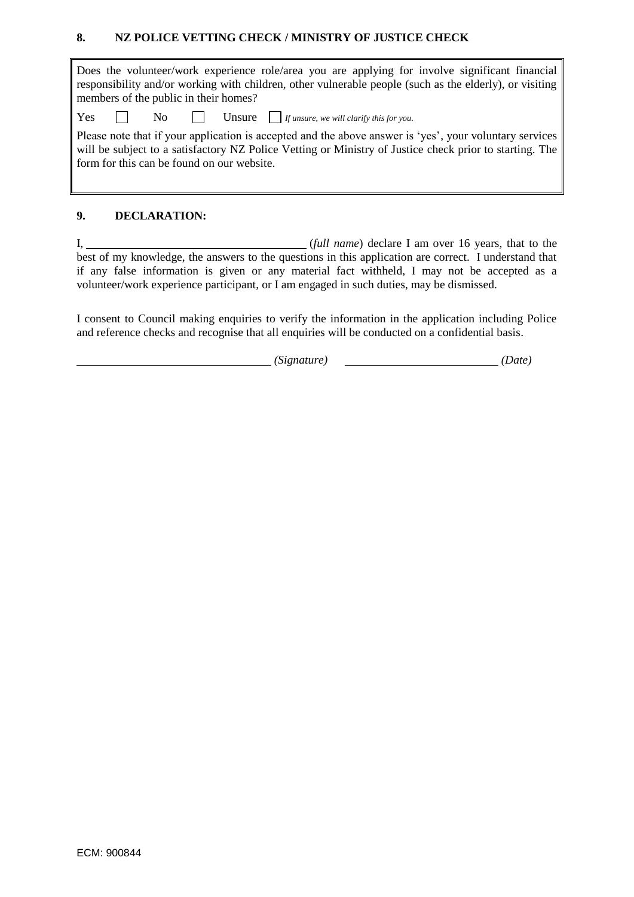## 8. NZ POLICE VETTING CHECK / MINISTRY OF JUSTICE CHECK

Does the volunteer/work experience role/area you are applying for involve significant financial responsibility and/or working with children, other vulnerable people (such as the elderly), or visiting members of the public in their homes?

Yes ☐ No ☐ Unsure ☐ *If unsure, we will clarify this for you.*

Please note that if your application is accepted and the above answer is 'yes', your voluntary services will be subject to a satisfactory NZ Police Vetting or Ministry of Justice check prior to starting. The form for this can be found on our website.

## 9. DECLARATION:

I, ____________________________________ (*full name*) declare I am over 16 years, that to the best of my knowledge, the answers to the questions in this application are correct. I understand that if any false information is given or any material fact withheld, I may not be accepted as a volunteer/work experience participant, or I am engaged in such duties, may be dismissed.

I consent to Council making enquiries to verify the information in the application including Police and reference checks and recognise that all enquiries will be conducted on a confidential basis.

________________________________ *(Signature)* _________________________ *(Date)*

ECM: 900844